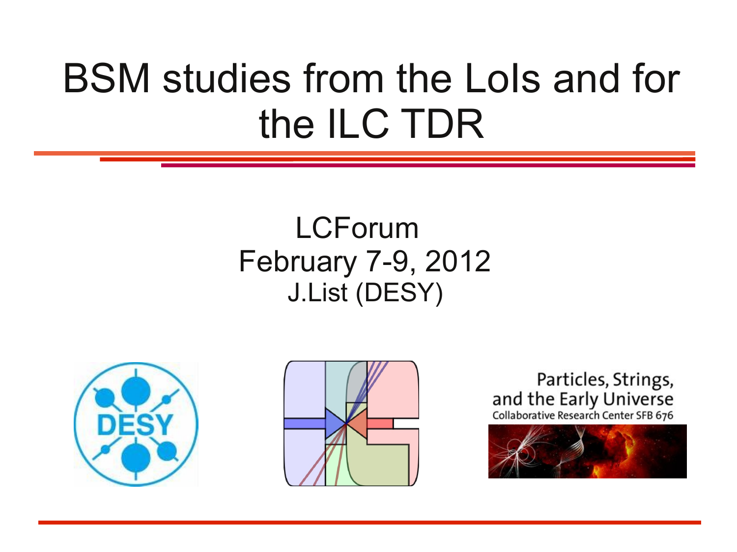# BSM studies from the LoIs and for the ILC TDR

LCForum
February 7-9, 2012
J.List (DESY)

Particles, Strings, and the Early Universe
Collaborative Research Center SFB 676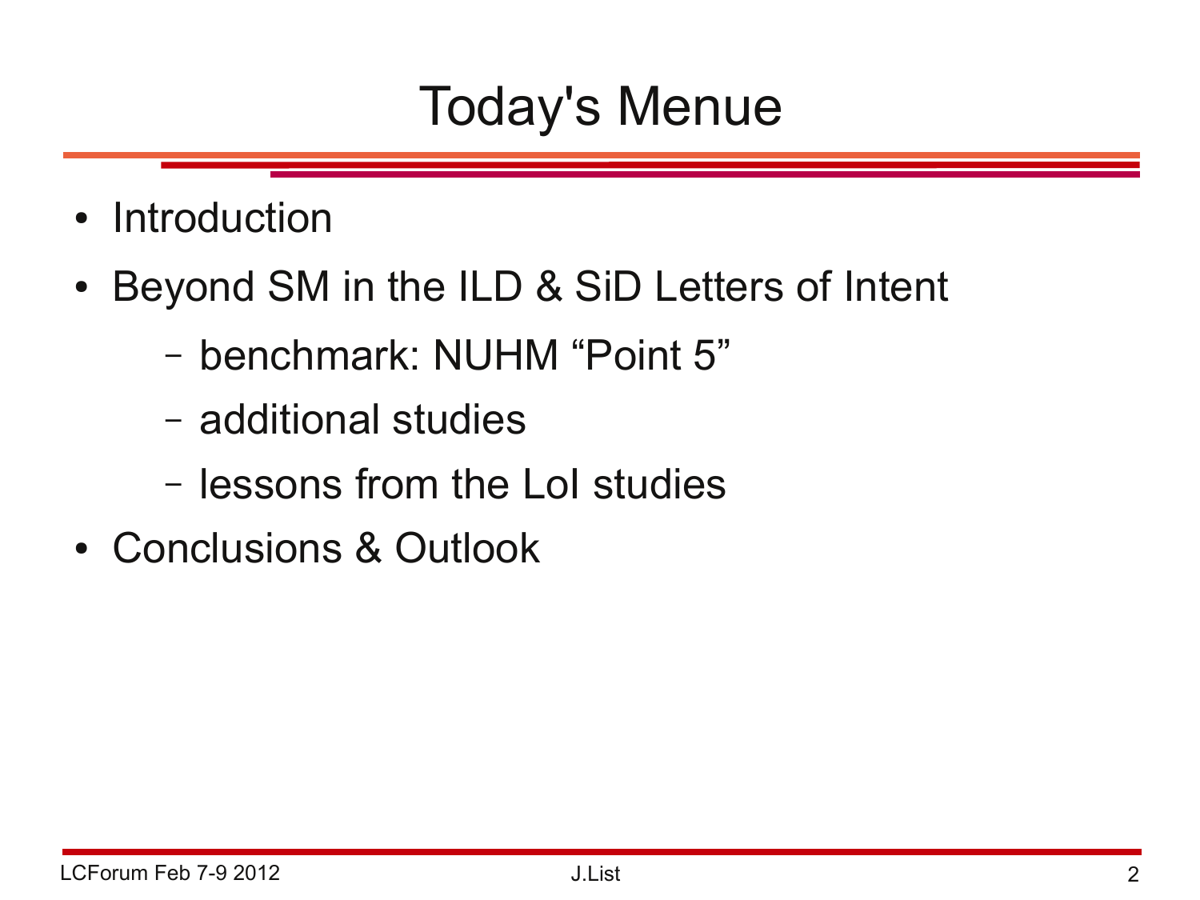# Today's Menue

- Introduction
- Beyond SM in the ILD & SiD Letters of Intent
  - benchmark: NUHM “Point 5”
  - additional studies
  - lessons from the LoI studies
- Conclusions & Outlook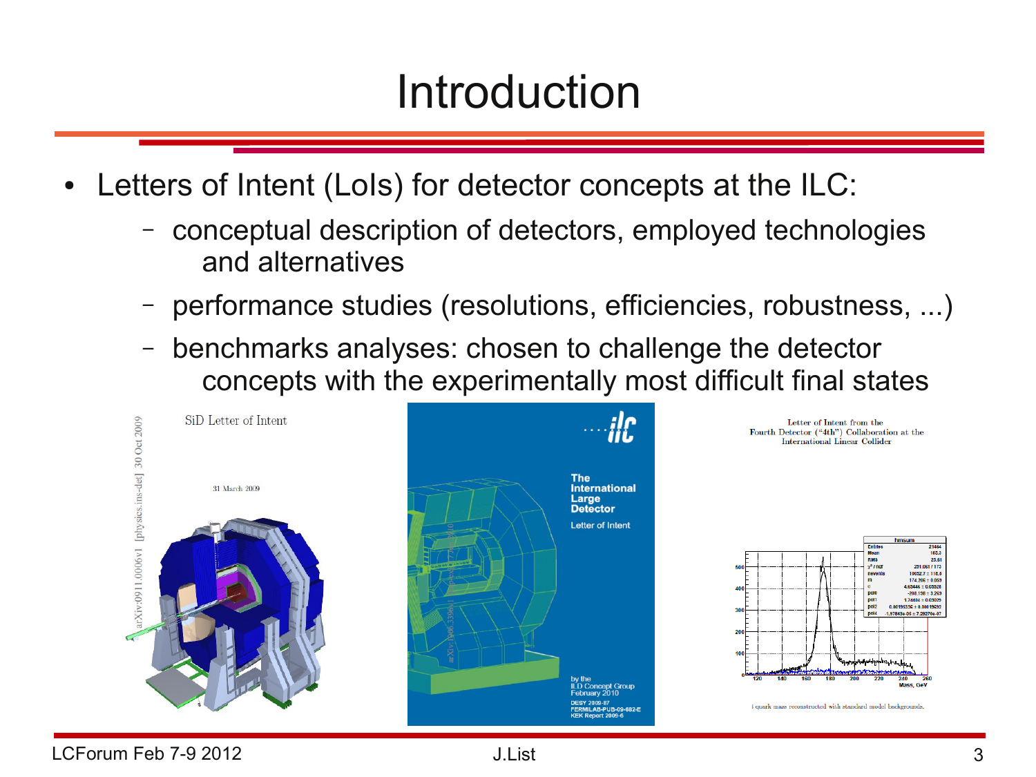# Introduction

- Letters of Intent (LoIs) for detector concepts at the ILC:
  - conceptual description of detectors, employed technologies and alternatives
  - performance studies (resolutions, efficiencies, robustness, ...)
  - benchmarks analyses: chosen to challenge the detector concepts with the experimentally most difficult final states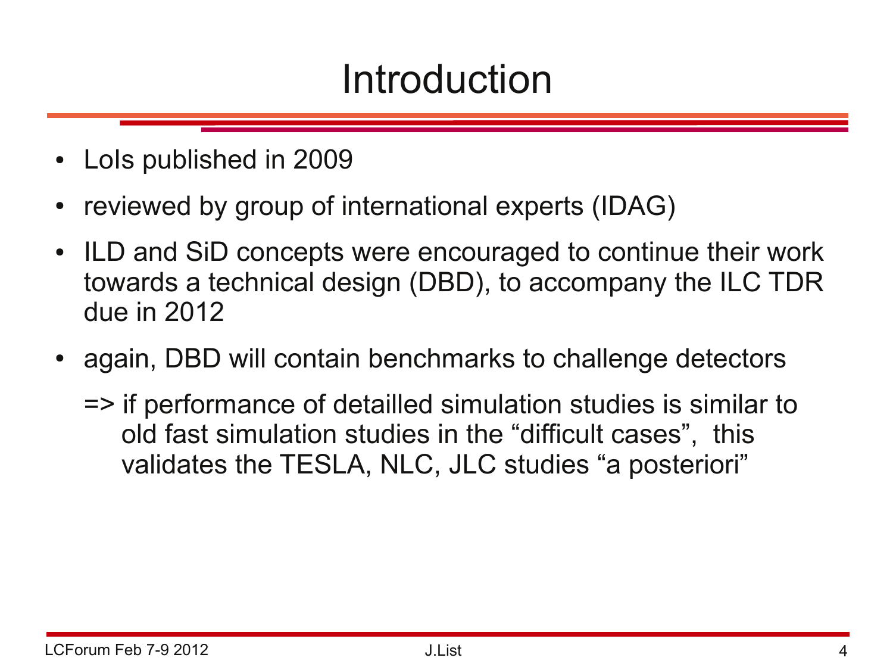# Introduction

- LoIs published in 2009
- reviewed by group of international experts (IDAG)
- ILD and SiD concepts were encouraged to continue their work towards a technical design (DBD), to accompany the ILC TDR due in 2012
- again, DBD will contain benchmarks to challenge detectors

  => if performance of detailled simulation studies is similar to old fast simulation studies in the “difficult cases”, this validates the TESLA, NLC, JLC studies “a posteriori”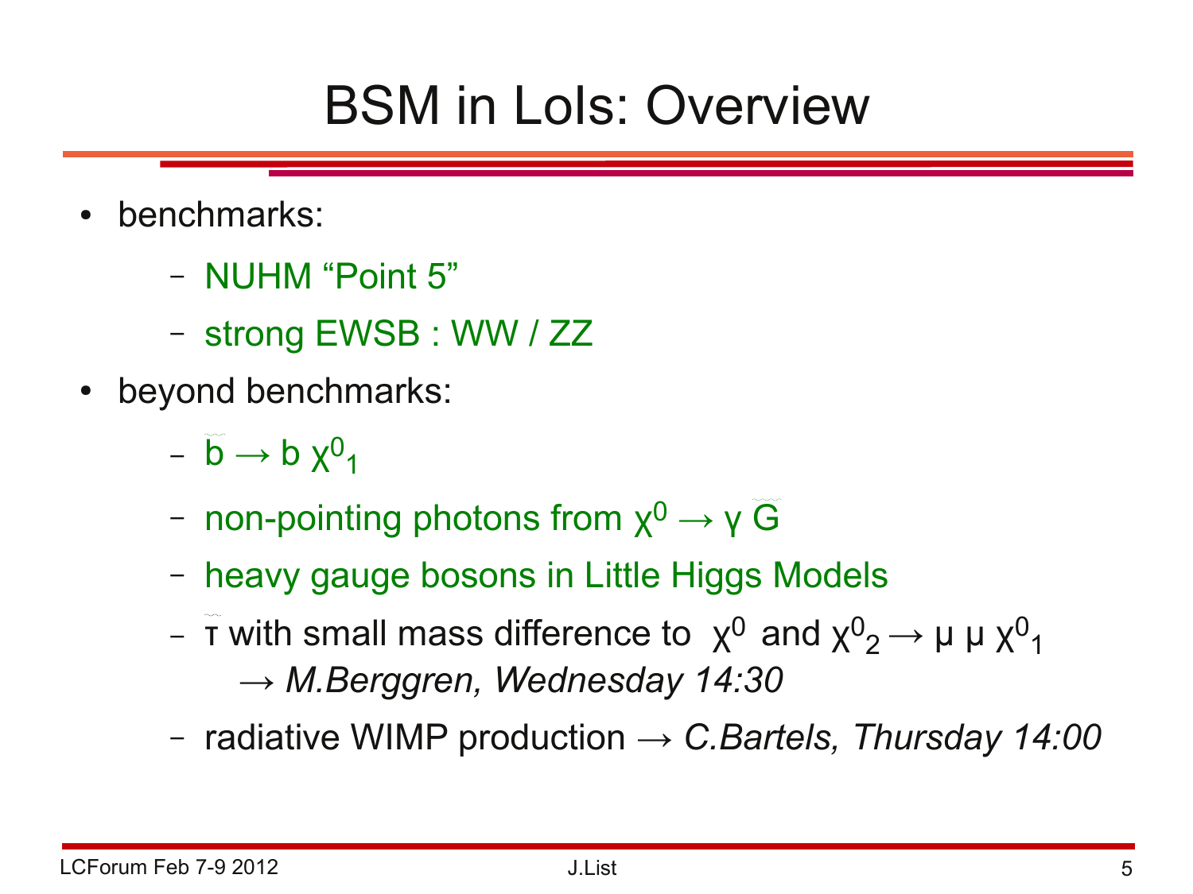# BSM in LoIs: Overview

- benchmarks:
  - NUHM “Point 5”
  - strong EWSB : WW / ZZ
- beyond benchmarks:
  - $\tilde{b} \rightarrow b\ \chi^0_1$
  - non-pointing photons from $\chi^0 \rightarrow \gamma\ \tilde{G}$
  - heavy gauge bosons in Little Higgs Models
  - $\tilde{\tau}$ with small mass difference to $\chi^0$ and $\chi^0_2 \rightarrow \mu\ \mu\ \chi^0_1$
    → *M.Berggren, Wednesday 14:30*
  - radiative WIMP production → *C.Bartels, Thursday 14:00*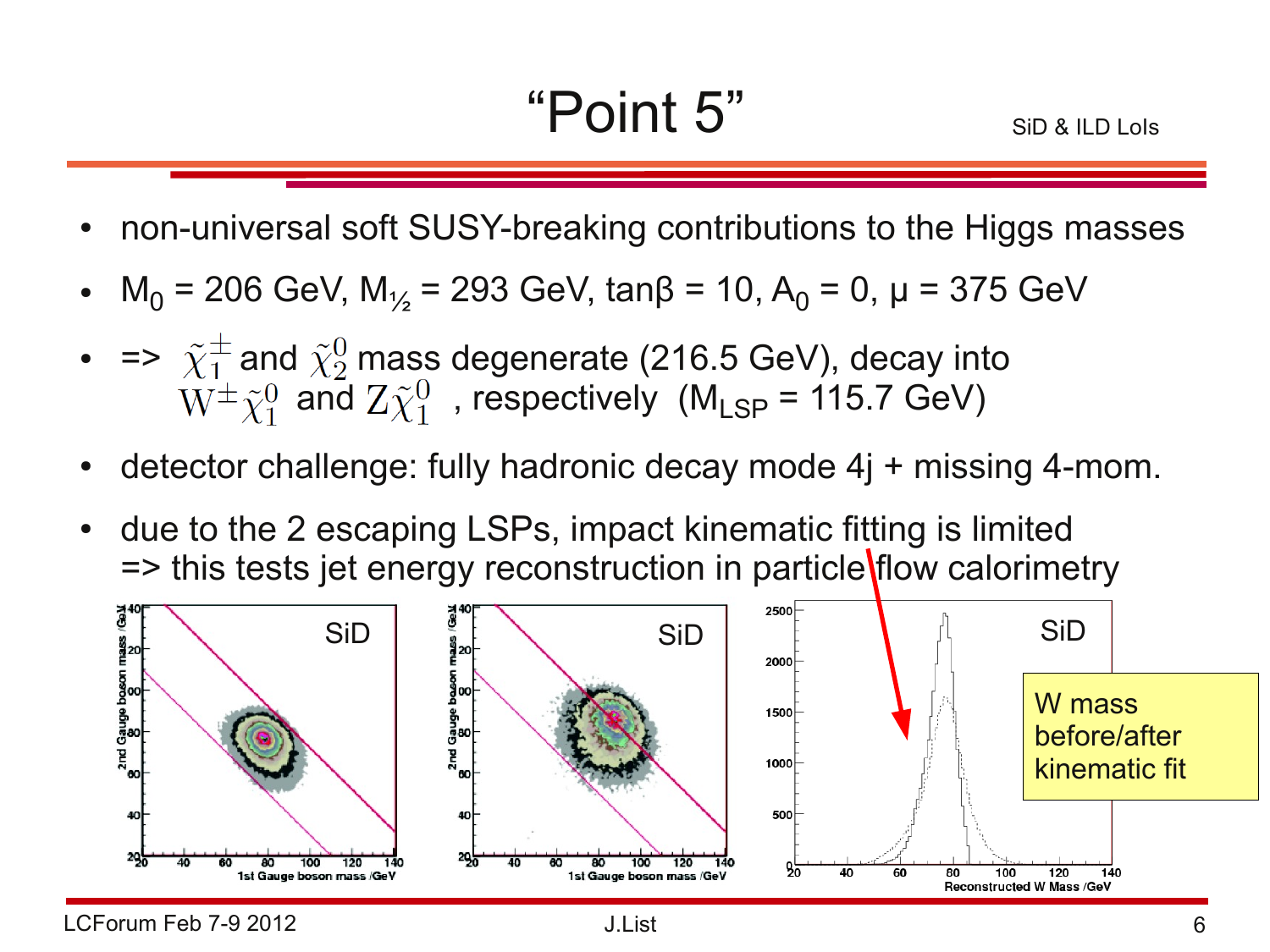# "Point 5"

SiD & ILD LoIs

- non-universal soft SUSY-breaking contributions to the Higgs masses
- $M_0$ = 206 GeV, $M_{½}$ = 293 GeV, tanβ = 10, $A_0$ = 0, μ = 375 GeV
- => $\tilde{\chi}_1^{\pm}$ and $\tilde{\chi}_2^0$ mass degenerate (216.5 GeV), decay into $W^{\pm}\tilde{\chi}_1^0$ and $Z\tilde{\chi}_1^0$ , respectively ($M_{LSP}$ = 115.7 GeV)
- detector challenge: fully hadronic decay mode 4j + missing 4-mom.
- due to the 2 escaping LSPs, impact kinematic fitting is limited => this tests jet energy reconstruction in particle flow calorimetry

W mass before/after kinematic fit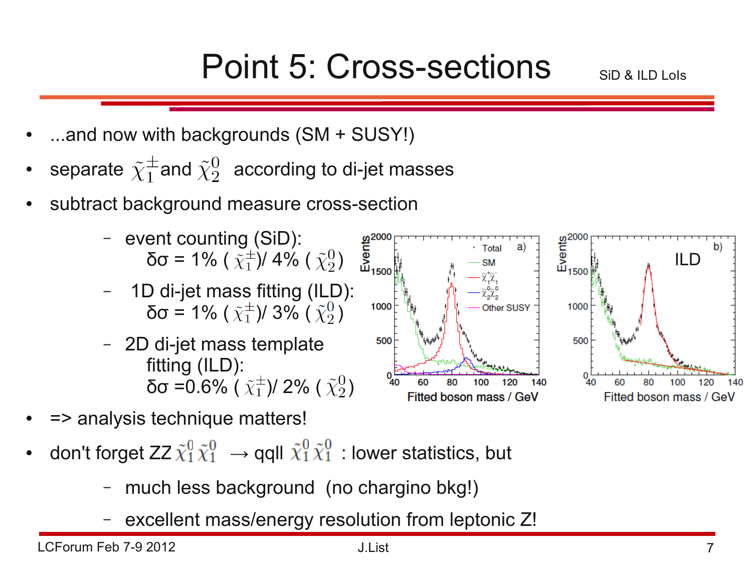# Point 5: Cross-sections

SiD & ILD LoIs

- ...and now with backgrounds (SM + SUSY!)
- separate $\tilde{\chi}_1^{\pm}$ and $\tilde{\chi}_2^0$ according to di-jet masses
- subtract background measure cross-section
  - event counting (SiD): δσ = 1% ( $\tilde{\chi}_1^{\pm}$)/ 4% ( $\tilde{\chi}_2^0$)
  - 1D di-jet mass fitting (ILD): δσ = 1% ( $\tilde{\chi}_1^{\pm}$)/ 3% ( $\tilde{\chi}_2^0$)
  - 2D di-jet mass template fitting (ILD): δσ =0.6% ( $\tilde{\chi}_1^{\pm}$)/ 2% ( $\tilde{\chi}_2^0$)
- => analysis technique matters!
- don't forget ZZ $\tilde{\chi}_1^0 \tilde{\chi}_1^0$ → qqll $\tilde{\chi}_1^0 \tilde{\chi}_1^0$ : lower statistics, but
  - much less background (no chargino bkg!)
  - excellent mass/energy resolution from leptonic Z!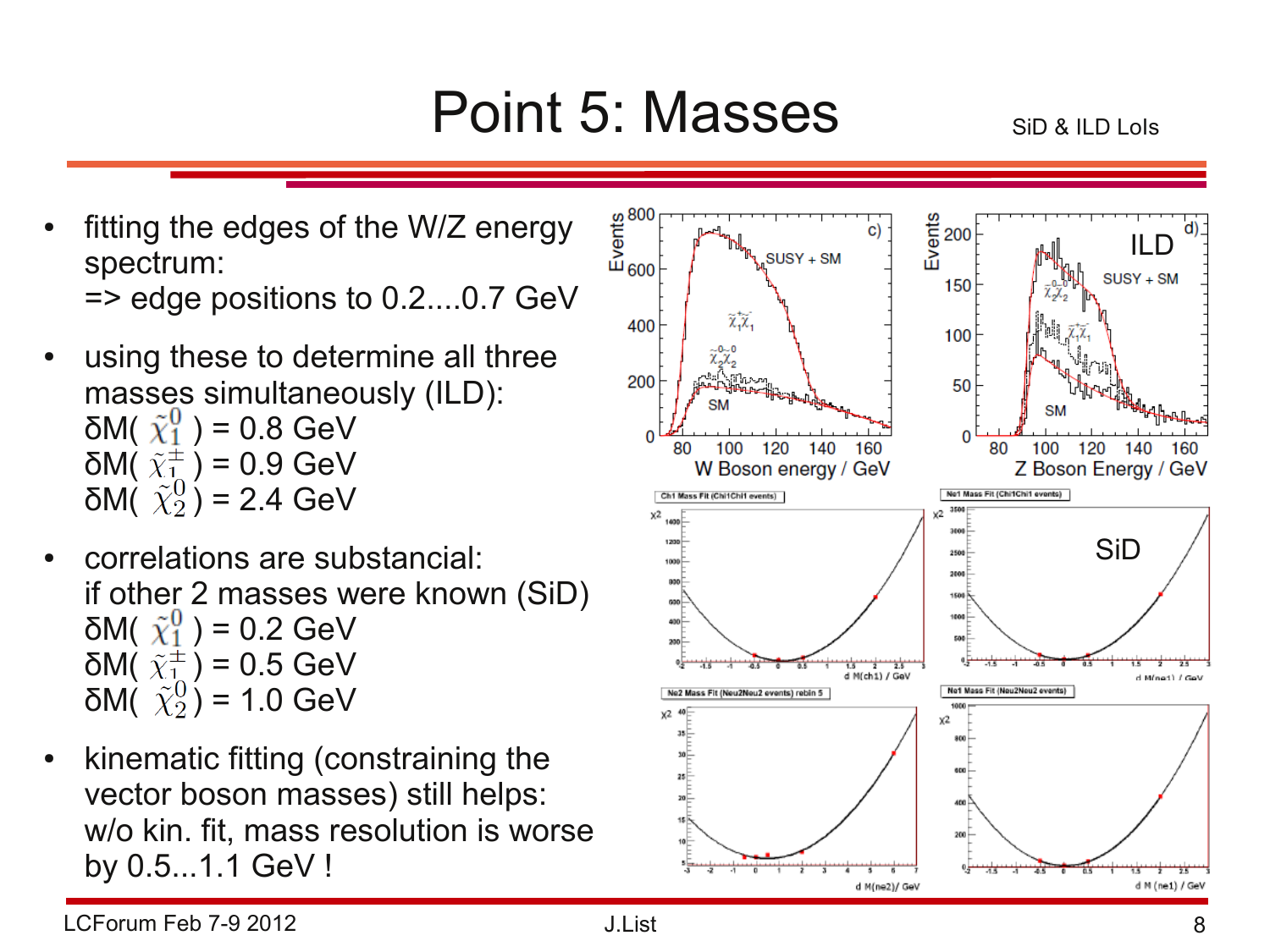# Point 5: Masses

SiD & ILD LoIs

- fitting the edges of the W/Z energy spectrum:
  => edge positions to 0.2....0.7 GeV
- using these to determine all three masses simultaneously (ILD):
  δM( $\tilde{\chi}_1^0$ ) = 0.8 GeV
  δM( $\tilde{\chi}_1^\pm$ ) = 0.9 GeV
  δM( $\tilde{\chi}_2^0$ ) = 2.4 GeV
- correlations are substancial:
  if other 2 masses were known (SiD)
  δM( $\tilde{\chi}_1^0$ ) = 0.2 GeV
  δM( $\tilde{\chi}_1^\pm$ ) = 0.5 GeV
  δM( $\tilde{\chi}_2^0$ ) = 1.0 GeV
- kinematic fitting (constraining the vector boson masses) still helps:
  w/o kin. fit, mass resolution is worse by 0.5...1.1 GeV !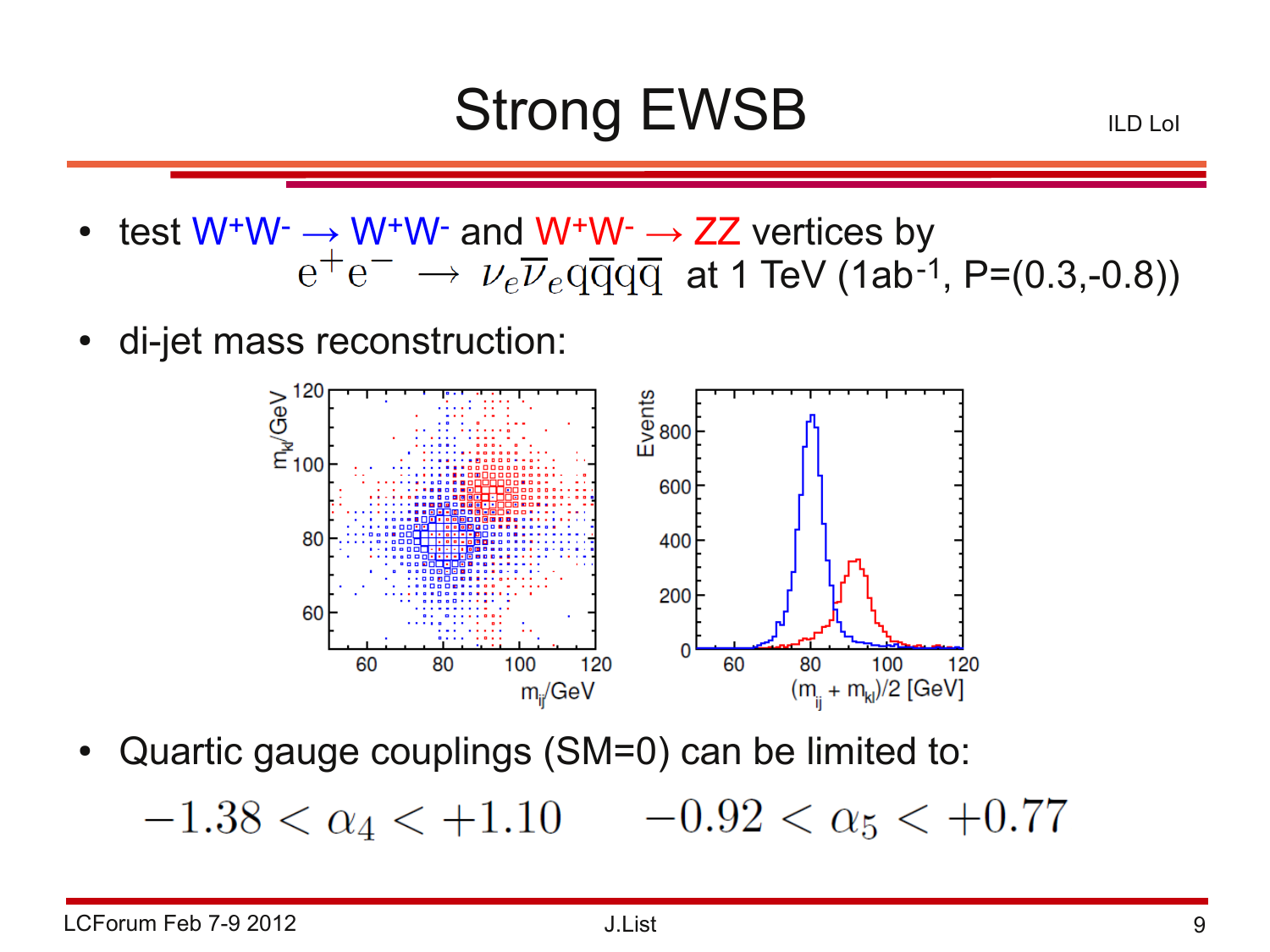# Strong EWSB

ILD LoI

- test $W^+W^- \rightarrow W^+W^-$ and $W^+W^- \rightarrow ZZ$ vertices by $e^+e^- \rightarrow \nu_e\overline{\nu}_e q\overline{q}q\overline{q}$ at 1 TeV ($1ab^{-1}$, P=(0.3,-0.8))
- di-jet mass reconstruction:
- Quartic gauge couplings (SM=0) can be limited to:

$$-1.38 < \alpha_4 < +1.10 \qquad -0.92 < \alpha_5 < +0.77$$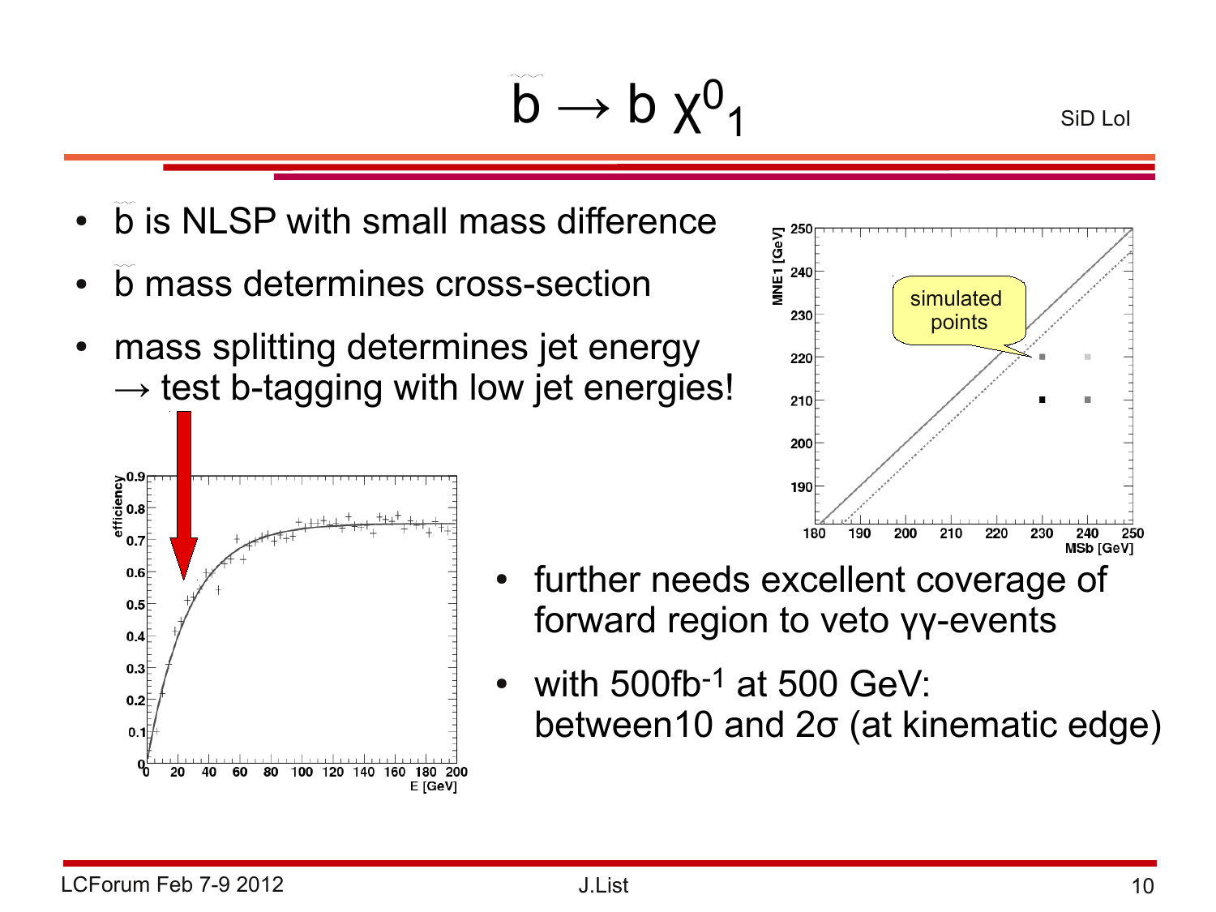# $\tilde{b} \rightarrow b\,\chi^0_1$

SiD LoI

- $\tilde{b}$ is NLSP with small mass difference
- $\tilde{b}$ mass determines cross-section
- mass splitting determines jet energy → test b-tagging with low jet energies!

- further needs excellent coverage of forward region to veto γγ-events
- with 500fb$^{-1}$ at 500 GeV: between10 and 2σ (at kinematic edge)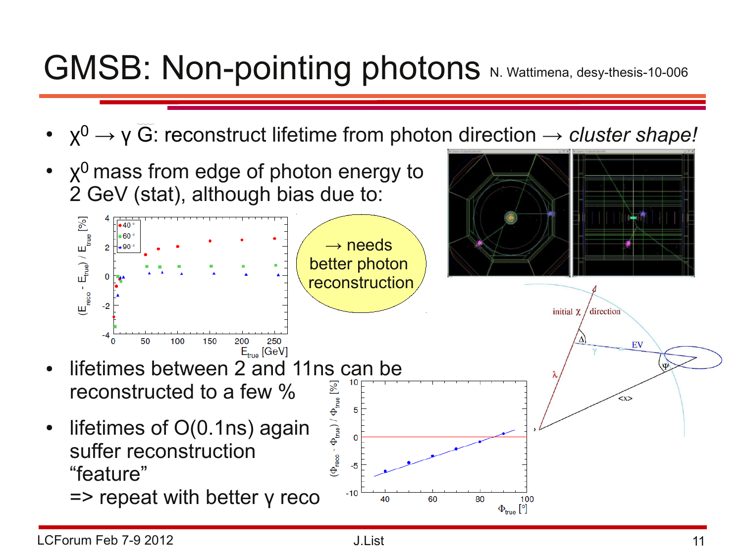# GMSB: Non-pointing photons

N. Wattimena, desy-thesis-10-006

- $\chi^0 \rightarrow \gamma\, \tilde{G}$: reconstruct lifetime from photon direction → *cluster shape!*
- $\chi^0$ mass from edge of photon energy to 2 GeV (stat), although bias due to:

→ needs better photon reconstruction

- lifetimes between 2 and 11ns can be reconstructed to a few %
- lifetimes of O(0.1ns) again suffer reconstruction "feature"
  => repeat with better γ reco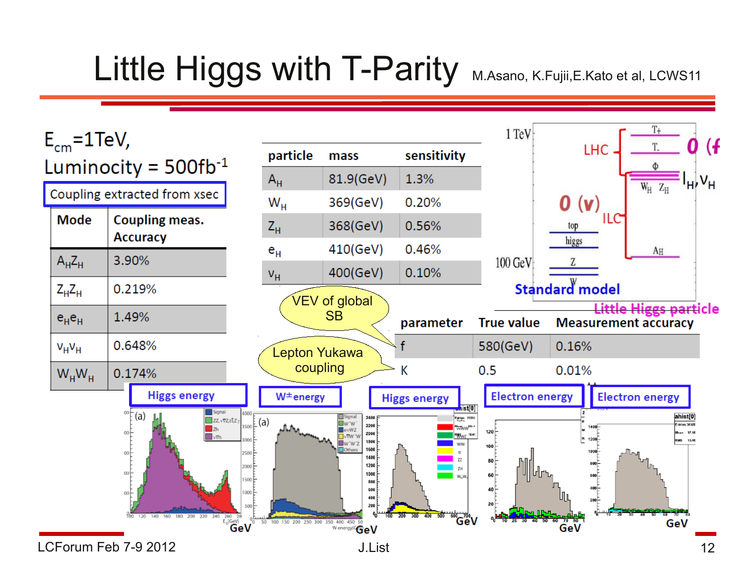# Little Higgs with T-Parity

M.Asano, K.Fujii, E.Kato et al, LCWS11

$E_{cm}$=1TeV,

Luminocity = 500fb$^{-1}$

**Coupling extracted from xsec**

| Mode | Coupling meas. Accuracy |
|---|---|
| $A_H Z_H$ | 3.90% |
| $Z_H Z_H$ | 0.219% |
| $e_H e_H$ | 1.49% |
| $\nu_H \nu_H$ | 0.648% |
| $W_H W_H$ | 0.174% |

| particle | mass | sensitivity |
|---|---|---|
| $A_H$ | 81.9(GeV) | 1.3% |
| $W_H$ | 369(GeV) | 0.20% |
| $Z_H$ | 368(GeV) | 0.56% |
| $e_H$ | 410(GeV) | 0.46% |
| $\nu_H$ | 400(GeV) | 0.10% |

| parameter | True value | Measurement accuracy |
|---|---|---|
| f | 580(GeV) | 0.16% |
| K | 0.5 | 0.01% |

VEV of global SB (f)

Lepton Yukawa coupling (K)

Higgs energy | W± energy | Higgs energy | Electron energy | Electron energy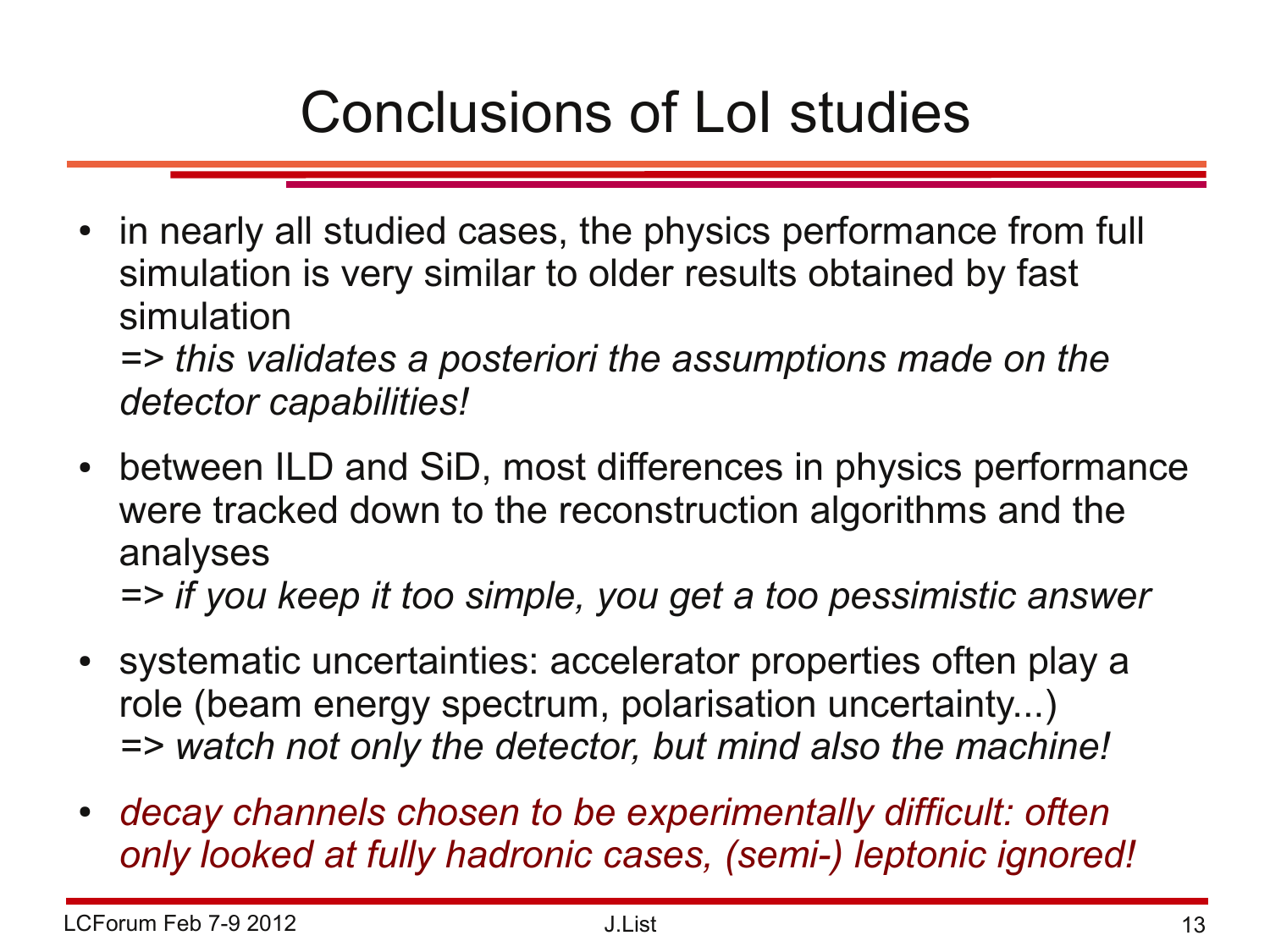# Conclusions of LoI studies

- in nearly all studied cases, the physics performance from full simulation is very similar to older results obtained by fast simulation
  *=> this validates a posteriori the assumptions made on the detector capabilities!*
- between ILD and SiD, most differences in physics performance were tracked down to the reconstruction algorithms and the analyses
  *=> if you keep it too simple, you get a too pessimistic answer*
- systematic uncertainties: accelerator properties often play a role (beam energy spectrum, polarisation uncertainty...)
  *=> watch not only the detector, but mind also the machine!*
- *decay channels chosen to be experimentally difficult: often only looked at fully hadronic cases, (semi-) leptonic ignored!*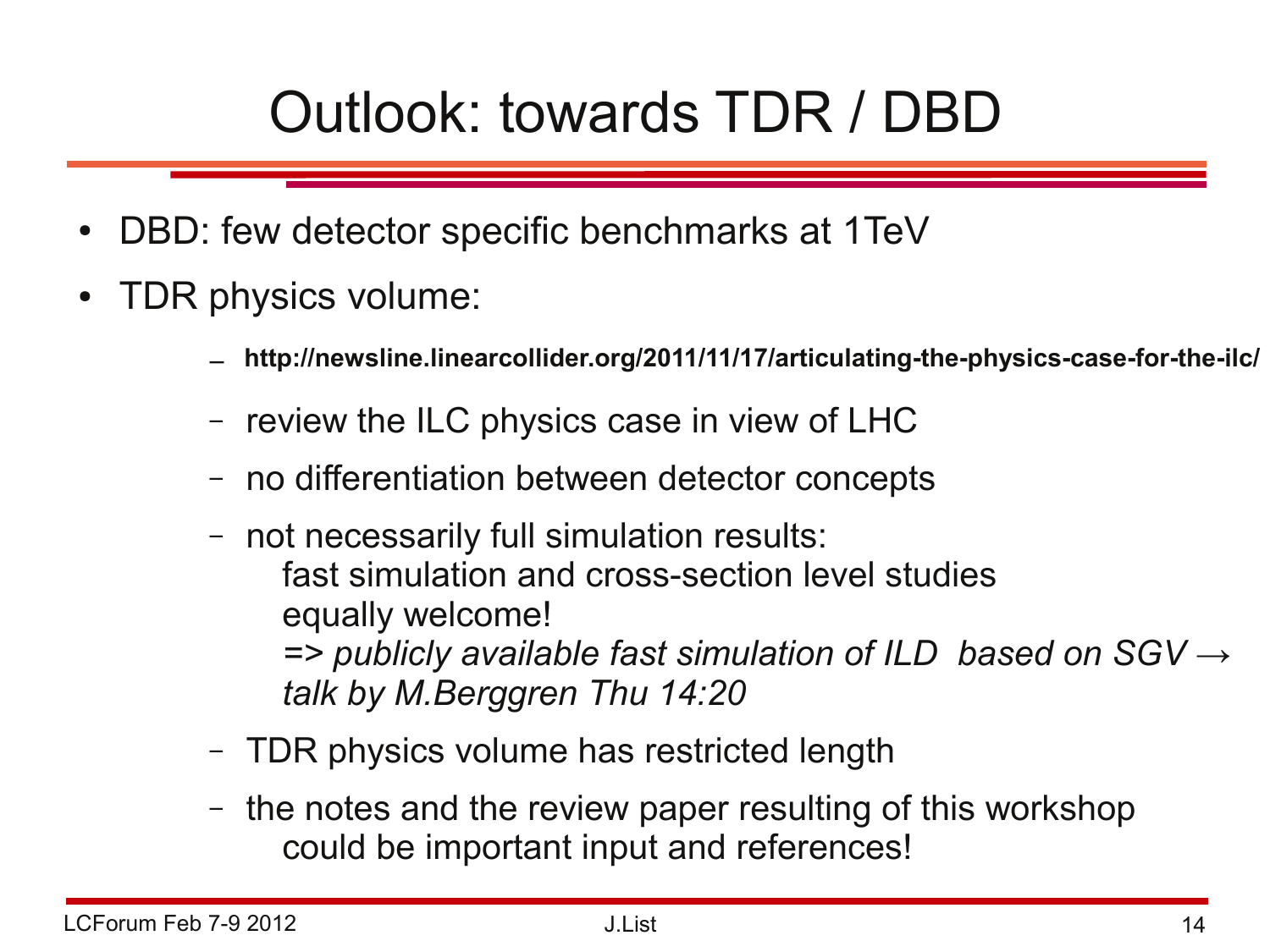# Outlook: towards TDR / DBD

- DBD: few detector specific benchmarks at 1TeV
- TDR physics volume:
  - **http://newsline.linearcollider.org/2011/11/17/articulating-the-physics-case-for-the-ilc/**
  - review the ILC physics case in view of LHC
  - no differentiation between detector concepts
  - not necessarily full simulation results:
    fast simulation and cross-section level studies
    equally welcome!
    *=> publicly available fast simulation of ILD based on SGV → talk by M.Berggren Thu 14:20*
  - TDR physics volume has restricted length
  - the notes and the review paper resulting of this workshop
    could be important input and references!